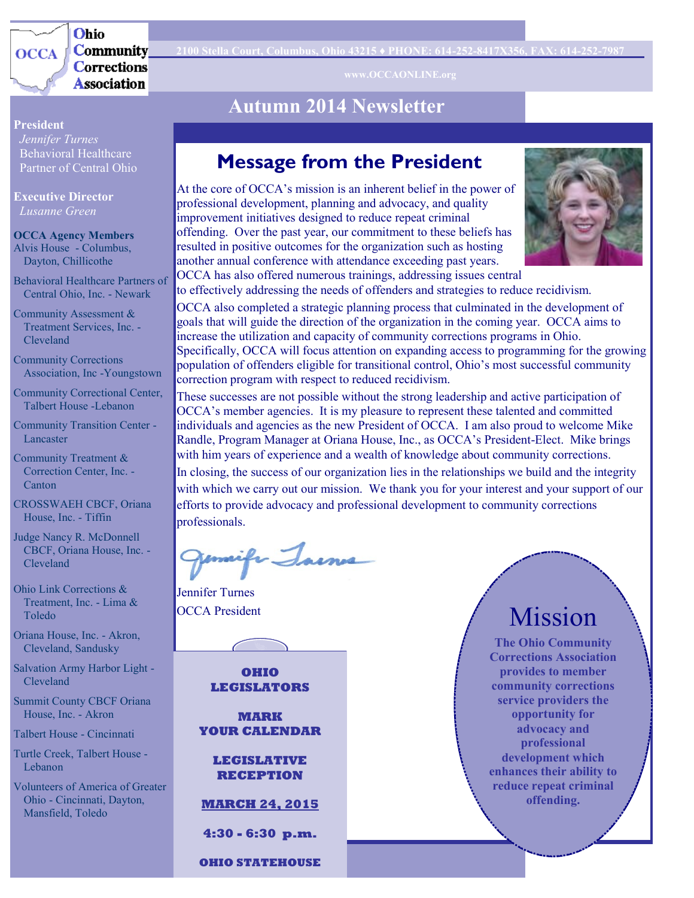**Ohio Community Corrections Association**

2100 Stella Court, Columbus, Ohio 43215 ♦ PHONE: 614-252-8417X356, FAX: 614-252-7987

www.OCCAONLINE.org

# Autumn 2014 Newsletter

**President**
*Jennifer Turnes*
Behavioral Healthcare Partner of Central Ohio

**Executive Director**
*Lusanne Green*

**OCCA Agency Members**

- Alvis House - Columbus, Dayton, Chillicothe
- Behavioral Healthcare Partners of Central Ohio, Inc. - Newark
- Community Assessment & Treatment Services, Inc. - Cleveland
- Community Corrections Association, Inc -Youngstown
- Community Correctional Center, Talbert House -Lebanon
- Community Transition Center - Lancaster
- Community Treatment & Correction Center, Inc. - Canton
- CROSSWAEH CBCF, Oriana House, Inc. - Tiffin
- Judge Nancy R. McDonnell CBCF, Oriana House, Inc. - Cleveland
- Ohio Link Corrections & Treatment, Inc. - Lima & Toledo
- Oriana House, Inc. - Akron, Cleveland, Sandusky
- Salvation Army Harbor Light - Cleveland
- Summit County CBCF Oriana House, Inc. - Akron
- Talbert House - Cincinnati
- Turtle Creek, Talbert House - Lebanon
- Volunteers of America of Greater Ohio - Cincinnati, Dayton, Mansfield, Toledo

## Message from the President

At the core of OCCA's mission is an inherent belief in the power of professional development, planning and advocacy, and quality improvement initiatives designed to reduce repeat criminal offending. Over the past year, our commitment to these beliefs has resulted in positive outcomes for the organization such as hosting another annual conference with attendance exceeding past years. OCCA has also offered numerous trainings, addressing issues central to effectively addressing the needs of offenders and strategies to reduce recidivism.

OCCA also completed a strategic planning process that culminated in the development of goals that will guide the direction of the organization in the coming year. OCCA aims to increase the utilization and capacity of community corrections programs in Ohio. Specifically, OCCA will focus attention on expanding access to programming for the growing population of offenders eligible for transitional control, Ohio's most successful community correction program with respect to reduced recidivism.

These successes are not possible without the strong leadership and active participation of OCCA's member agencies. It is my pleasure to represent these talented and committed individuals and agencies as the new President of OCCA. I am also proud to welcome Mike Randle, Program Manager at Oriana House, Inc., as OCCA's President-Elect. Mike brings with him years of experience and a wealth of knowledge about community corrections.

In closing, the success of our organization lies in the relationships we build and the integrity with which we carry out our mission. We thank you for your interest and your support of our efforts to provide advocacy and professional development to community corrections professionals.

Jennifer Turnes
OCCA President

**OHIO LEGISLATORS**

**MARK YOUR CALENDAR**

**LEGISLATIVE RECEPTION**

**MARCH 24, 2015**

**4:30 - 6:30 p.m.**

**OHIO STATEHOUSE**

## Mission

**The Ohio Community Corrections Association provides to member community corrections service providers the opportunity for advocacy and professional development which enhances their ability to reduce repeat criminal offending.**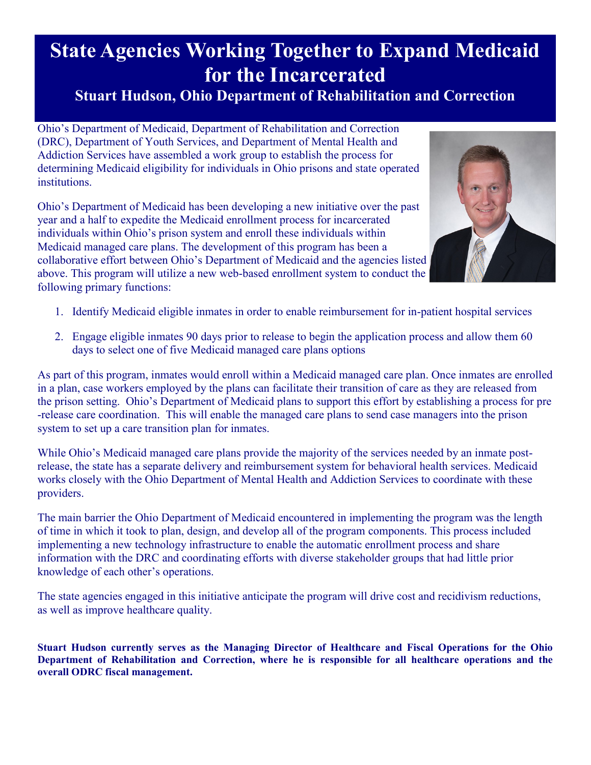# State Agencies Working Together to Expand Medicaid for the Incarcerated

## Stuart Hudson, Ohio Department of Rehabilitation and Correction

Ohio's Department of Medicaid, Department of Rehabilitation and Correction (DRC), Department of Youth Services, and Department of Mental Health and Addiction Services have assembled a work group to establish the process for determining Medicaid eligibility for individuals in Ohio prisons and state operated institutions.

Ohio's Department of Medicaid has been developing a new initiative over the past year and a half to expedite the Medicaid enrollment process for incarcerated individuals within Ohio's prison system and enroll these individuals within Medicaid managed care plans. The development of this program has been a collaborative effort between Ohio's Department of Medicaid and the agencies listed above. This program will utilize a new web-based enrollment system to conduct the following primary functions:

1. Identify Medicaid eligible inmates in order to enable reimbursement for in-patient hospital services
2. Engage eligible inmates 90 days prior to release to begin the application process and allow them 60 days to select one of five Medicaid managed care plans options

As part of this program, inmates would enroll within a Medicaid managed care plan. Once inmates are enrolled in a plan, case workers employed by the plans can facilitate their transition of care as they are released from the prison setting. Ohio's Department of Medicaid plans to support this effort by establishing a process for pre-release care coordination. This will enable the managed care plans to send case managers into the prison system to set up a care transition plan for inmates.

While Ohio's Medicaid managed care plans provide the majority of the services needed by an inmate post-release, the state has a separate delivery and reimbursement system for behavioral health services. Medicaid works closely with the Ohio Department of Mental Health and Addiction Services to coordinate with these providers.

The main barrier the Ohio Department of Medicaid encountered in implementing the program was the length of time in which it took to plan, design, and develop all of the program components. This process included implementing a new technology infrastructure to enable the automatic enrollment process and share information with the DRC and coordinating efforts with diverse stakeholder groups that had little prior knowledge of each other's operations.

The state agencies engaged in this initiative anticipate the program will drive cost and recidivism reductions, as well as improve healthcare quality.

**Stuart Hudson currently serves as the Managing Director of Healthcare and Fiscal Operations for the Ohio Department of Rehabilitation and Correction, where he is responsible for all healthcare operations and the overall ODRC fiscal management.**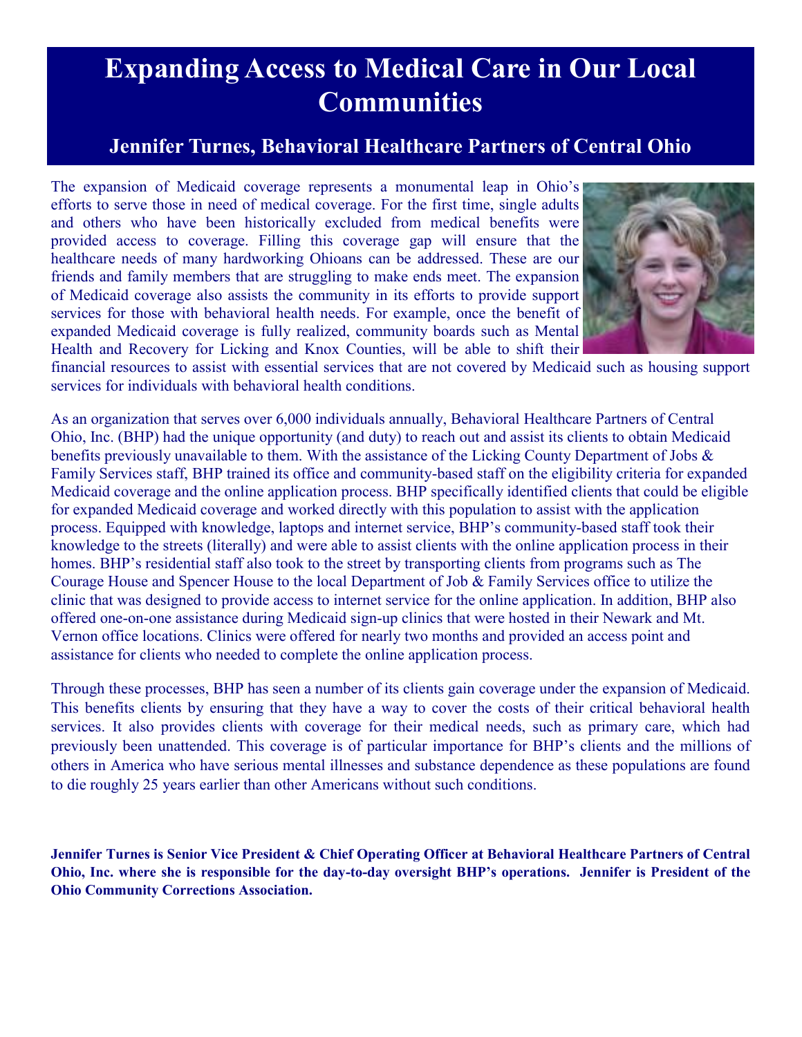# Expanding Access to Medical Care in Our Local Communities

## Jennifer Turnes, Behavioral Healthcare Partners of Central Ohio

The expansion of Medicaid coverage represents a monumental leap in Ohio's efforts to serve those in need of medical coverage. For the first time, single adults and others who have been historically excluded from medical benefits were provided access to coverage. Filling this coverage gap will ensure that the healthcare needs of many hardworking Ohioans can be addressed. These are our friends and family members that are struggling to make ends meet. The expansion of Medicaid coverage also assists the community in its efforts to provide support services for those with behavioral health needs. For example, once the benefit of expanded Medicaid coverage is fully realized, community boards such as Mental Health and Recovery for Licking and Knox Counties, will be able to shift their financial resources to assist with essential services that are not covered by Medicaid such as housing support services for individuals with behavioral health conditions.

As an organization that serves over 6,000 individuals annually, Behavioral Healthcare Partners of Central Ohio, Inc. (BHP) had the unique opportunity (and duty) to reach out and assist its clients to obtain Medicaid benefits previously unavailable to them. With the assistance of the Licking County Department of Jobs & Family Services staff, BHP trained its office and community-based staff on the eligibility criteria for expanded Medicaid coverage and the online application process. BHP specifically identified clients that could be eligible for expanded Medicaid coverage and worked directly with this population to assist with the application process. Equipped with knowledge, laptops and internet service, BHP's community-based staff took their knowledge to the streets (literally) and were able to assist clients with the online application process in their homes. BHP's residential staff also took to the street by transporting clients from programs such as The Courage House and Spencer House to the local Department of Job & Family Services office to utilize the clinic that was designed to provide access to internet service for the online application. In addition, BHP also offered one-on-one assistance during Medicaid sign-up clinics that were hosted in their Newark and Mt. Vernon office locations. Clinics were offered for nearly two months and provided an access point and assistance for clients who needed to complete the online application process.

Through these processes, BHP has seen a number of its clients gain coverage under the expansion of Medicaid. This benefits clients by ensuring that they have a way to cover the costs of their critical behavioral health services. It also provides clients with coverage for their medical needs, such as primary care, which had previously been unattended. This coverage is of particular importance for BHP's clients and the millions of others in America who have serious mental illnesses and substance dependence as these populations are found to die roughly 25 years earlier than other Americans without such conditions.

**Jennifer Turnes is Senior Vice President & Chief Operating Officer at Behavioral Healthcare Partners of Central Ohio, Inc. where she is responsible for the day-to-day oversight BHP's operations. Jennifer is President of the Ohio Community Corrections Association.**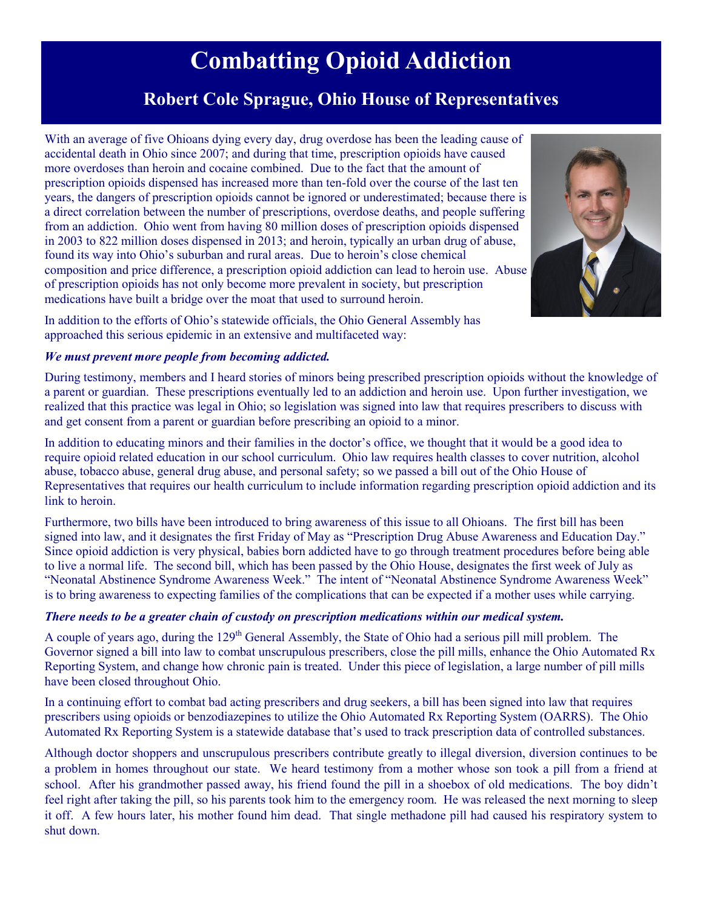# Combatting Opioid Addiction

## Robert Cole Sprague, Ohio House of Representatives

With an average of five Ohioans dying every day, drug overdose has been the leading cause of accidental death in Ohio since 2007; and during that time, prescription opioids have caused more overdoses than heroin and cocaine combined. Due to the fact that the amount of prescription opioids dispensed has increased more than ten-fold over the course of the last ten years, the dangers of prescription opioids cannot be ignored or underestimated; because there is a direct correlation between the number of prescriptions, overdose deaths, and people suffering from an addiction. Ohio went from having 80 million doses of prescription opioids dispensed in 2003 to 822 million doses dispensed in 2013; and heroin, typically an urban drug of abuse, found its way into Ohio's suburban and rural areas. Due to heroin's close chemical composition and price difference, a prescription opioid addiction can lead to heroin use. Abuse of prescription opioids has not only become more prevalent in society, but prescription medications have built a bridge over the moat that used to surround heroin.

In addition to the efforts of Ohio's statewide officials, the Ohio General Assembly has approached this serious epidemic in an extensive and multifaceted way:

***We must prevent more people from becoming addicted.***

During testimony, members and I heard stories of minors being prescribed prescription opioids without the knowledge of a parent or guardian. These prescriptions eventually led to an addiction and heroin use. Upon further investigation, we realized that this practice was legal in Ohio; so legislation was signed into law that requires prescribers to discuss with and get consent from a parent or guardian before prescribing an opioid to a minor.

In addition to educating minors and their families in the doctor's office, we thought that it would be a good idea to require opioid related education in our school curriculum. Ohio law requires health classes to cover nutrition, alcohol abuse, tobacco abuse, general drug abuse, and personal safety; so we passed a bill out of the Ohio House of Representatives that requires our health curriculum to include information regarding prescription opioid addiction and its link to heroin.

Furthermore, two bills have been introduced to bring awareness of this issue to all Ohioans. The first bill has been signed into law, and it designates the first Friday of May as "Prescription Drug Abuse Awareness and Education Day." Since opioid addiction is very physical, babies born addicted have to go through treatment procedures before being able to live a normal life. The second bill, which has been passed by the Ohio House, designates the first week of July as "Neonatal Abstinence Syndrome Awareness Week." The intent of "Neonatal Abstinence Syndrome Awareness Week" is to bring awareness to expecting families of the complications that can be expected if a mother uses while carrying.

***There needs to be a greater chain of custody on prescription medications within our medical system.***

A couple of years ago, during the 129th General Assembly, the State of Ohio had a serious pill mill problem. The Governor signed a bill into law to combat unscrupulous prescribers, close the pill mills, enhance the Ohio Automated Rx Reporting System, and change how chronic pain is treated. Under this piece of legislation, a large number of pill mills have been closed throughout Ohio.

In a continuing effort to combat bad acting prescribers and drug seekers, a bill has been signed into law that requires prescribers using opioids or benzodiazepines to utilize the Ohio Automated Rx Reporting System (OARRS). The Ohio Automated Rx Reporting System is a statewide database that's used to track prescription data of controlled substances.

Although doctor shoppers and unscrupulous prescribers contribute greatly to illegal diversion, diversion continues to be a problem in homes throughout our state. We heard testimony from a mother whose son took a pill from a friend at school. After his grandmother passed away, his friend found the pill in a shoebox of old medications. The boy didn't feel right after taking the pill, so his parents took him to the emergency room. He was released the next morning to sleep it off. A few hours later, his mother found him dead. That single methadone pill had caused his respiratory system to shut down.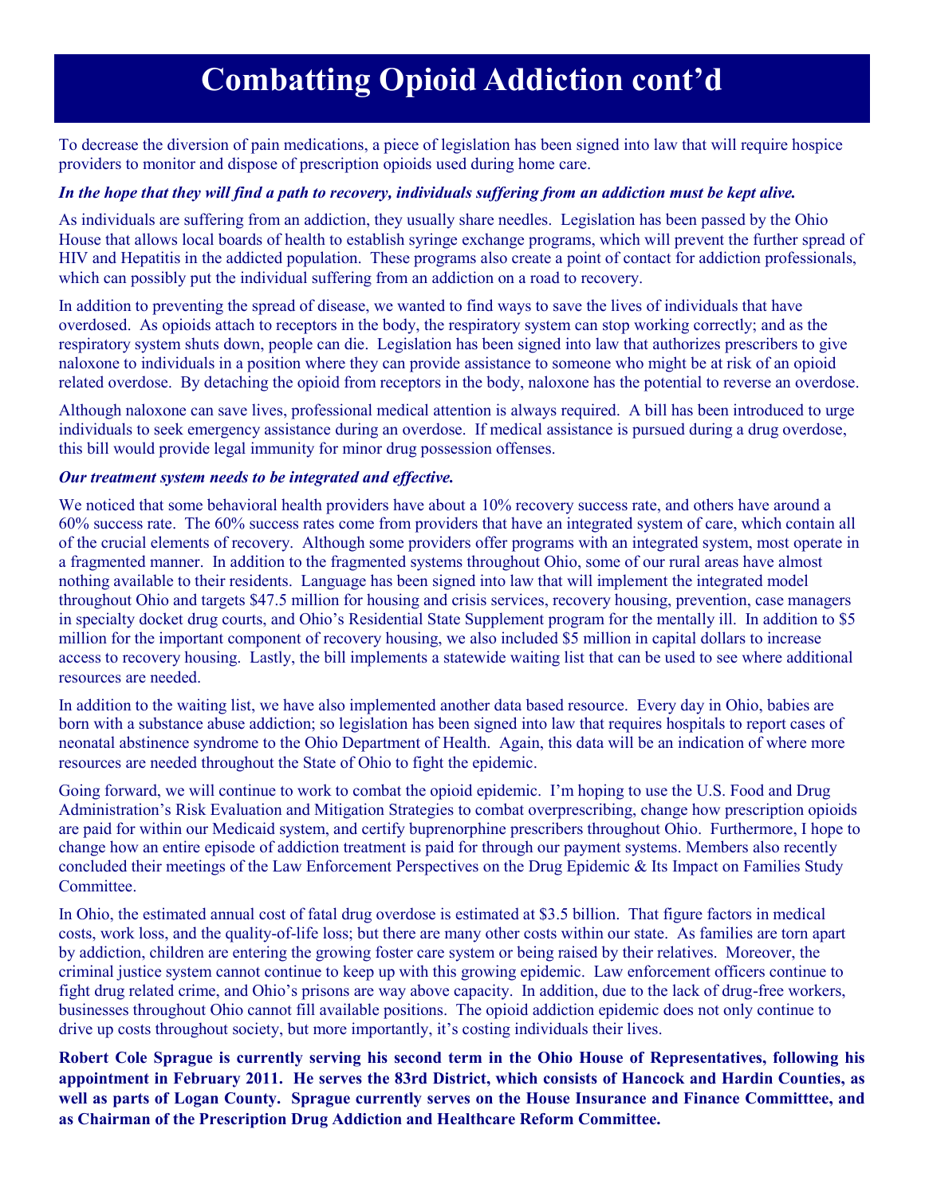# Combatting Opioid Addiction cont'd

To decrease the diversion of pain medications, a piece of legislation has been signed into law that will require hospice providers to monitor and dispose of prescription opioids used during home care.

***In the hope that they will find a path to recovery, individuals suffering from an addiction must be kept alive.***

As individuals are suffering from an addiction, they usually share needles. Legislation has been passed by the Ohio House that allows local boards of health to establish syringe exchange programs, which will prevent the further spread of HIV and Hepatitis in the addicted population. These programs also create a point of contact for addiction professionals, which can possibly put the individual suffering from an addiction on a road to recovery.

In addition to preventing the spread of disease, we wanted to find ways to save the lives of individuals that have overdosed. As opioids attach to receptors in the body, the respiratory system can stop working correctly; and as the respiratory system shuts down, people can die. Legislation has been signed into law that authorizes prescribers to give naloxone to individuals in a position where they can provide assistance to someone who might be at risk of an opioid related overdose. By detaching the opioid from receptors in the body, naloxone has the potential to reverse an overdose.

Although naloxone can save lives, professional medical attention is always required. A bill has been introduced to urge individuals to seek emergency assistance during an overdose. If medical assistance is pursued during a drug overdose, this bill would provide legal immunity for minor drug possession offenses.

***Our treatment system needs to be integrated and effective.***

We noticed that some behavioral health providers have about a 10% recovery success rate, and others have around a 60% success rate. The 60% success rates come from providers that have an integrated system of care, which contain all of the crucial elements of recovery. Although some providers offer programs with an integrated system, most operate in a fragmented manner. In addition to the fragmented systems throughout Ohio, some of our rural areas have almost nothing available to their residents. Language has been signed into law that will implement the integrated model throughout Ohio and targets $47.5 million for housing and crisis services, recovery housing, prevention, case managers in specialty docket drug courts, and Ohio's Residential State Supplement program for the mentally ill. In addition to $5 million for the important component of recovery housing, we also included $5 million in capital dollars to increase access to recovery housing. Lastly, the bill implements a statewide waiting list that can be used to see where additional resources are needed.

In addition to the waiting list, we have also implemented another data based resource. Every day in Ohio, babies are born with a substance abuse addiction; so legislation has been signed into law that requires hospitals to report cases of neonatal abstinence syndrome to the Ohio Department of Health. Again, this data will be an indication of where more resources are needed throughout the State of Ohio to fight the epidemic.

Going forward, we will continue to work to combat the opioid epidemic. I'm hoping to use the U.S. Food and Drug Administration's Risk Evaluation and Mitigation Strategies to combat overprescribing, change how prescription opioids are paid for within our Medicaid system, and certify buprenorphine prescribers throughout Ohio. Furthermore, I hope to change how an entire episode of addiction treatment is paid for through our payment systems. Members also recently concluded their meetings of the Law Enforcement Perspectives on the Drug Epidemic & Its Impact on Families Study Committee.

In Ohio, the estimated annual cost of fatal drug overdose is estimated at $3.5 billion. That figure factors in medical costs, work loss, and the quality-of-life loss; but there are many other costs within our state. As families are torn apart by addiction, children are entering the growing foster care system or being raised by their relatives. Moreover, the criminal justice system cannot continue to keep up with this growing epidemic. Law enforcement officers continue to fight drug related crime, and Ohio's prisons are way above capacity. In addition, due to the lack of drug-free workers, businesses throughout Ohio cannot fill available positions. The opioid addiction epidemic does not only continue to drive up costs throughout society, but more importantly, it's costing individuals their lives.

**Robert Cole Sprague is currently serving his second term in the Ohio House of Representatives, following his appointment in February 2011. He serves the 83rd District, which consists of Hancock and Hardin Counties, as well as parts of Logan County. Sprague currently serves on the House Insurance and Finance Committtee, and as Chairman of the Prescription Drug Addiction and Healthcare Reform Committee.**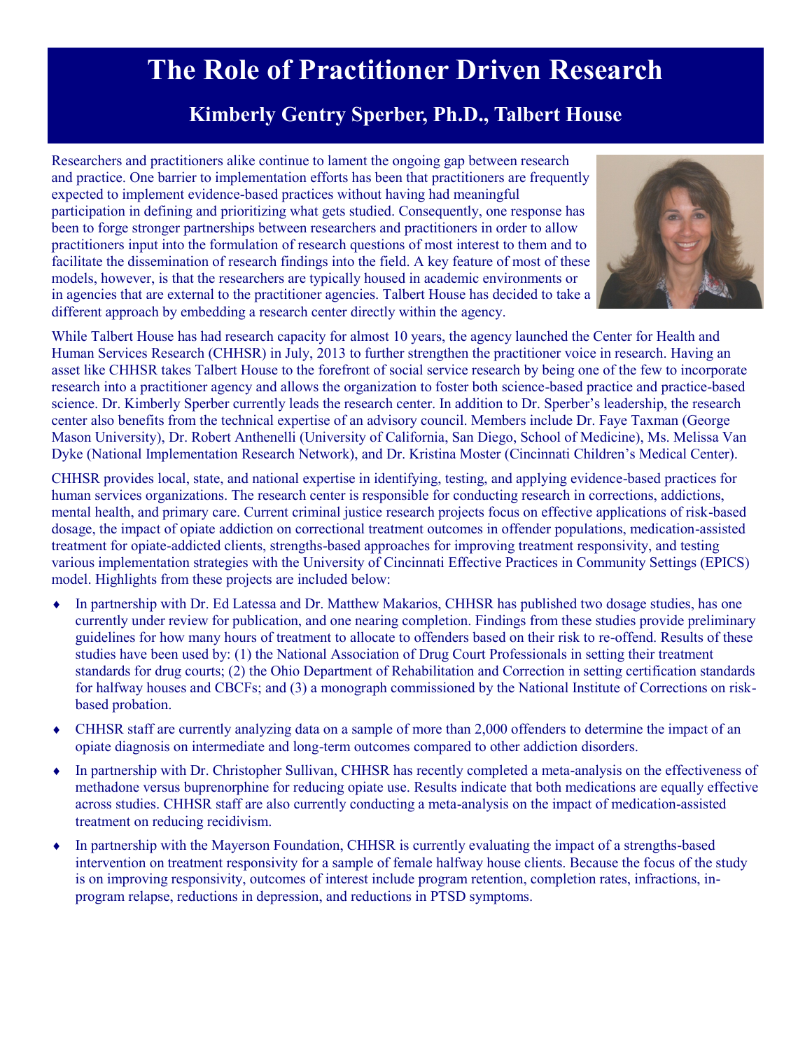# The Role of Practitioner Driven Research

## Kimberly Gentry Sperber, Ph.D., Talbert House

Researchers and practitioners alike continue to lament the ongoing gap between research and practice. One barrier to implementation efforts has been that practitioners are frequently expected to implement evidence-based practices without having had meaningful participation in defining and prioritizing what gets studied. Consequently, one response has been to forge stronger partnerships between researchers and practitioners in order to allow practitioners input into the formulation of research questions of most interest to them and to facilitate the dissemination of research findings into the field. A key feature of most of these models, however, is that the researchers are typically housed in academic environments or in agencies that are external to the practitioner agencies. Talbert House has decided to take a different approach by embedding a research center directly within the agency.

While Talbert House has had research capacity for almost 10 years, the agency launched the Center for Health and Human Services Research (CHHSR) in July, 2013 to further strengthen the practitioner voice in research. Having an asset like CHHSR takes Talbert House to the forefront of social service research by being one of the few to incorporate research into a practitioner agency and allows the organization to foster both science-based practice and practice-based science. Dr. Kimberly Sperber currently leads the research center. In addition to Dr. Sperber's leadership, the research center also benefits from the technical expertise of an advisory council. Members include Dr. Faye Taxman (George Mason University), Dr. Robert Anthenelli (University of California, San Diego, School of Medicine), Ms. Melissa Van Dyke (National Implementation Research Network), and Dr. Kristina Moster (Cincinnati Children's Medical Center).

CHHSR provides local, state, and national expertise in identifying, testing, and applying evidence-based practices for human services organizations. The research center is responsible for conducting research in corrections, addictions, mental health, and primary care. Current criminal justice research projects focus on effective applications of risk-based dosage, the impact of opiate addiction on correctional treatment outcomes in offender populations, medication-assisted treatment for opiate-addicted clients, strengths-based approaches for improving treatment responsivity, and testing various implementation strategies with the University of Cincinnati Effective Practices in Community Settings (EPICS) model. Highlights from these projects are included below:

- In partnership with Dr. Ed Latessa and Dr. Matthew Makarios, CHHSR has published two dosage studies, has one currently under review for publication, and one nearing completion. Findings from these studies provide preliminary guidelines for how many hours of treatment to allocate to offenders based on their risk to re-offend. Results of these studies have been used by: (1) the National Association of Drug Court Professionals in setting their treatment standards for drug courts; (2) the Ohio Department of Rehabilitation and Correction in setting certification standards for halfway houses and CBCFs; and (3) a monograph commissioned by the National Institute of Corrections on risk-based probation.
- CHHSR staff are currently analyzing data on a sample of more than 2,000 offenders to determine the impact of an opiate diagnosis on intermediate and long-term outcomes compared to other addiction disorders.
- In partnership with Dr. Christopher Sullivan, CHHSR has recently completed a meta-analysis on the effectiveness of methadone versus buprenorphine for reducing opiate use. Results indicate that both medications are equally effective across studies. CHHSR staff are also currently conducting a meta-analysis on the impact of medication-assisted treatment on reducing recidivism.
- In partnership with the Mayerson Foundation, CHHSR is currently evaluating the impact of a strengths-based intervention on treatment responsivity for a sample of female halfway house clients. Because the focus of the study is on improving responsivity, outcomes of interest include program retention, completion rates, infractions, in-program relapse, reductions in depression, and reductions in PTSD symptoms.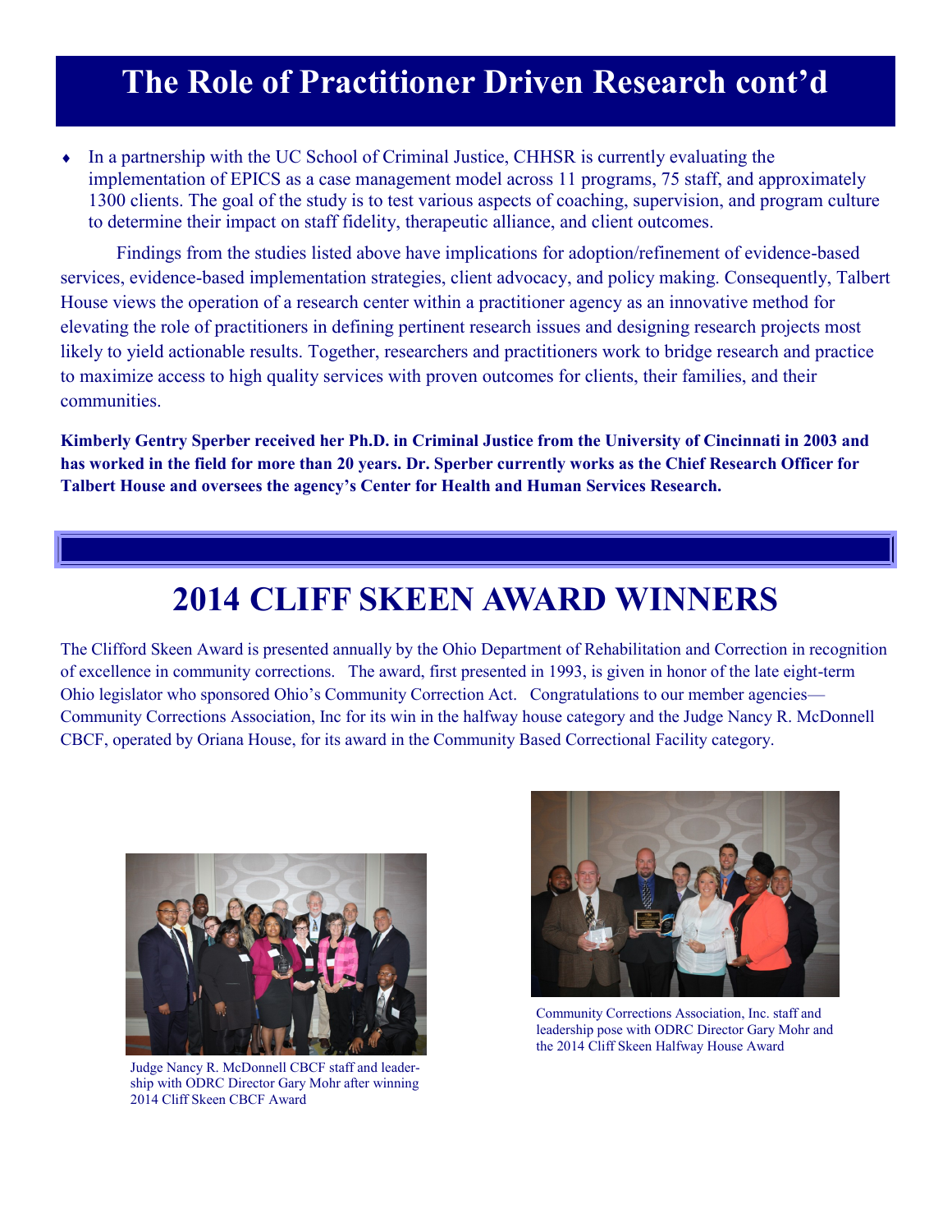# The Role of Practitioner Driven Research cont'd

- In a partnership with the UC School of Criminal Justice, CHHSR is currently evaluating the implementation of EPICS as a case management model across 11 programs, 75 staff, and approximately 1300 clients. The goal of the study is to test various aspects of coaching, supervision, and program culture to determine their impact on staff fidelity, therapeutic alliance, and client outcomes.

Findings from the studies listed above have implications for adoption/refinement of evidence-based services, evidence-based implementation strategies, client advocacy, and policy making. Consequently, Talbert House views the operation of a research center within a practitioner agency as an innovative method for elevating the role of practitioners in defining pertinent research issues and designing research projects most likely to yield actionable results. Together, researchers and practitioners work to bridge research and practice to maximize access to high quality services with proven outcomes for clients, their families, and their communities.

**Kimberly Gentry Sperber received her Ph.D. in Criminal Justice from the University of Cincinnati in 2003 and has worked in the field for more than 20 years. Dr. Sperber currently works as the Chief Research Officer for Talbert House and oversees the agency's Center for Health and Human Services Research.**

# 2014 CLIFF SKEEN AWARD WINNERS

The Clifford Skeen Award is presented annually by the Ohio Department of Rehabilitation and Correction in recognition of excellence in community corrections. The award, first presented in 1993, is given in honor of the late eight-term Ohio legislator who sponsored Ohio's Community Correction Act. Congratulations to our member agencies—Community Corrections Association, Inc for its win in the halfway house category and the Judge Nancy R. McDonnell CBCF, operated by Oriana House, for its award in the Community Based Correctional Facility category.

Judge Nancy R. McDonnell CBCF staff and leadership with ODRC Director Gary Mohr after winning 2014 Cliff Skeen CBCF Award

Community Corrections Association, Inc. staff and leadership pose with ODRC Director Gary Mohr and the 2014 Cliff Skeen Halfway House Award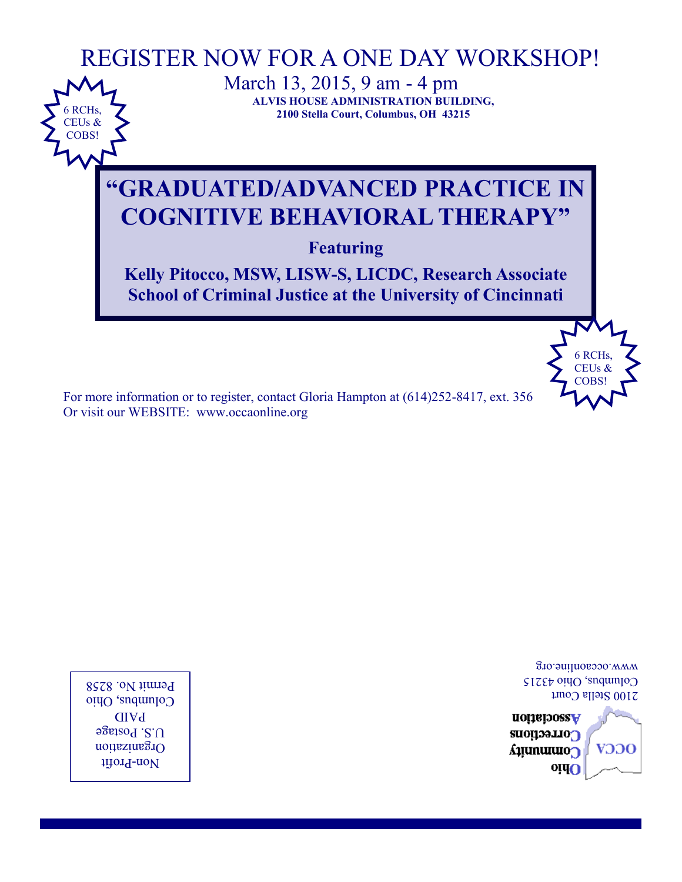# REGISTER NOW FOR A ONE DAY WORKSHOP!

6 RCHs, CEUs & COBS!

March 13, 2015, 9 am - 4 pm

**ALVIS HOUSE ADMINISTRATION BUILDING,**
**2100 Stella Court, Columbus, OH 43215**

## "GRADUATED/ADVANCED PRACTICE IN COGNITIVE BEHAVIORAL THERAPY"

**Featuring**

**Kelly Pitocco, MSW, LISW-S, LICDC, Research Associate**
**School of Criminal Justice at the University of Cincinnati**

6 RCHs, CEUs & COBS!

For more information or to register, contact Gloria Hampton at (614)252-8417, ext. 356
Or visit our WEBSITE: www.occaonline.org

Non-Profit
Organization
U.S. Postage
PAID
Columbus, Ohio
Permit No. 8258

OCCA
Ohio
Community
Corrections
Association
2100 Stella Court
Columbus, Ohio 43215
www.occaonline.org